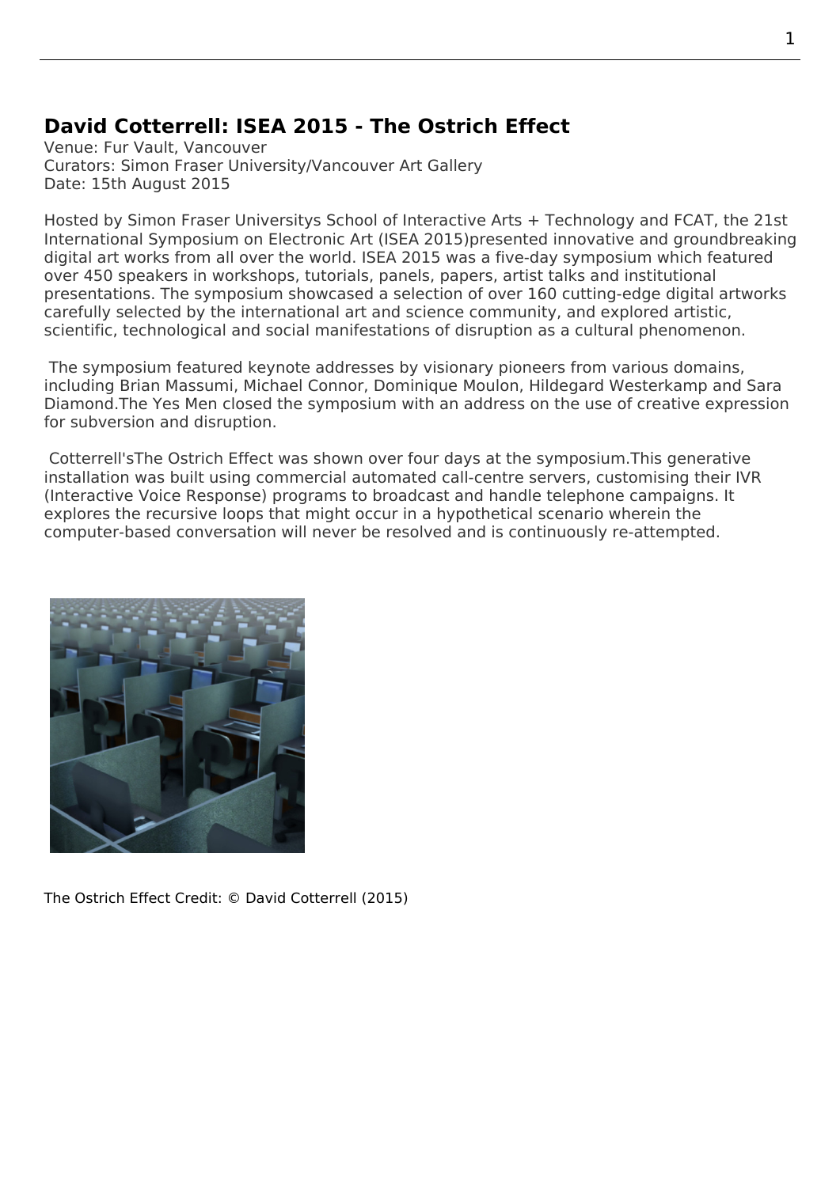# David Cotterrell: ISEA 2015 - The Ostrich Effect

Venue: Fur Vault, Vancouver
Curators: Simon Fraser University/Vancouver Art Gallery
Date: 15th August 2015

Hosted by Simon Fraser Universitys School of Interactive Arts + Technology and FCAT, the 21st International Symposium on Electronic Art (ISEA 2015)presented innovative and groundbreaking digital art works from all over the world. ISEA 2015 was a five-day symposium which featured over 450 speakers in workshops, tutorials, panels, papers, artist talks and institutional presentations. The symposium showcased a selection of over 160 cutting-edge digital artworks carefully selected by the international art and science community, and explored artistic, scientific, technological and social manifestations of disruption as a cultural phenomenon.

The symposium featured keynote addresses by visionary pioneers from various domains, including Brian Massumi, Michael Connor, Dominique Moulon, Hildegard Westerkamp and Sara Diamond.The Yes Men closed the symposium with an address on the use of creative expression for subversion and disruption.

Cotterrell'sThe Ostrich Effect was shown over four days at the symposium.This generative installation was built using commercial automated call-centre servers, customising their IVR (Interactive Voice Response) programs to broadcast and handle telephone campaigns. It explores the recursive loops that might occur in a hypothetical scenario wherein the computer-based conversation will never be resolved and is continuously re-attempted.

The Ostrich Effect Credit: © David Cotterrell (2015)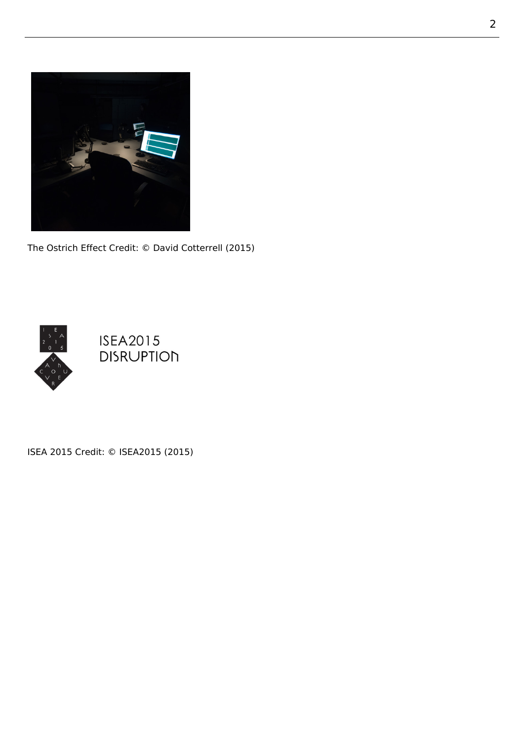The Ostrich Effect Credit: © David Cotterrell (2015)

ISEA 2015 Credit: © ISEA2015 (2015)